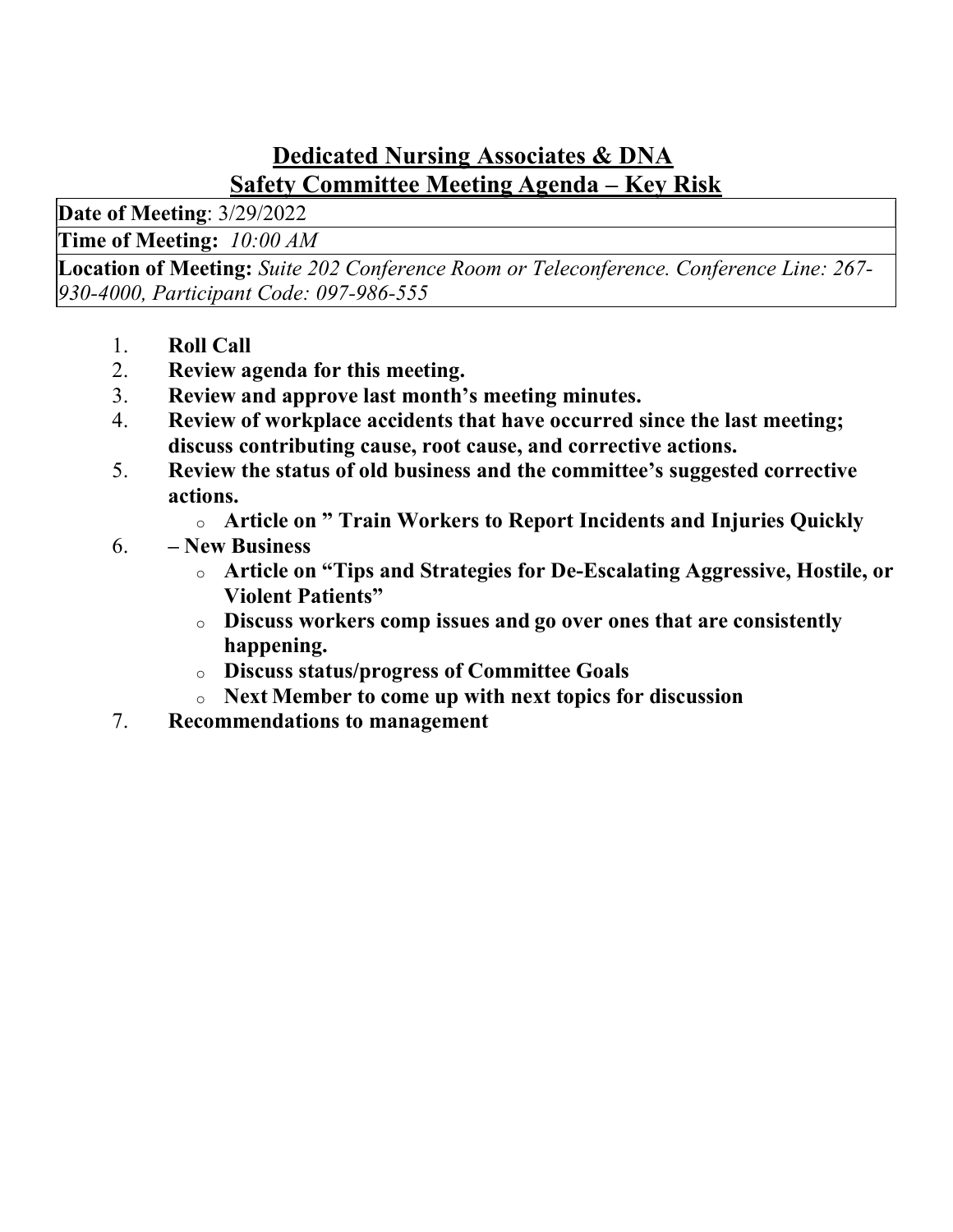# Dedicated Nursing Associates & DNA
## Safety Committee Meeting Agenda – Key Risk

| **Date of Meeting**: 3/29/2022 |
|---|
| **Time of Meeting:** *10:00 AM* |
| **Location of Meeting:** *Suite 202 Conference Room or Teleconference. Conference Line: 267-930-4000, Participant Code: 097-986-555* |

1. **Roll Call**
2. **Review agenda for this meeting.**
3. **Review and approve last month's meeting minutes.**
4. **Review of workplace accidents that have occurred since the last meeting; discuss contributing cause, root cause, and corrective actions.**
5. **Review the status of old business and the committee's suggested corrective actions.**
   - **Article on " Train Workers to Report Incidents and Injuries Quickly**
6. **– New Business**
   - **Article on "Tips and Strategies for De-Escalating Aggressive, Hostile, or Violent Patients"**
   - **Discuss workers comp issues and go over ones that are consistently happening.**
   - **Discuss status/progress of Committee Goals**
   - **Next Member to come up with next topics for discussion**
7. **Recommendations to management**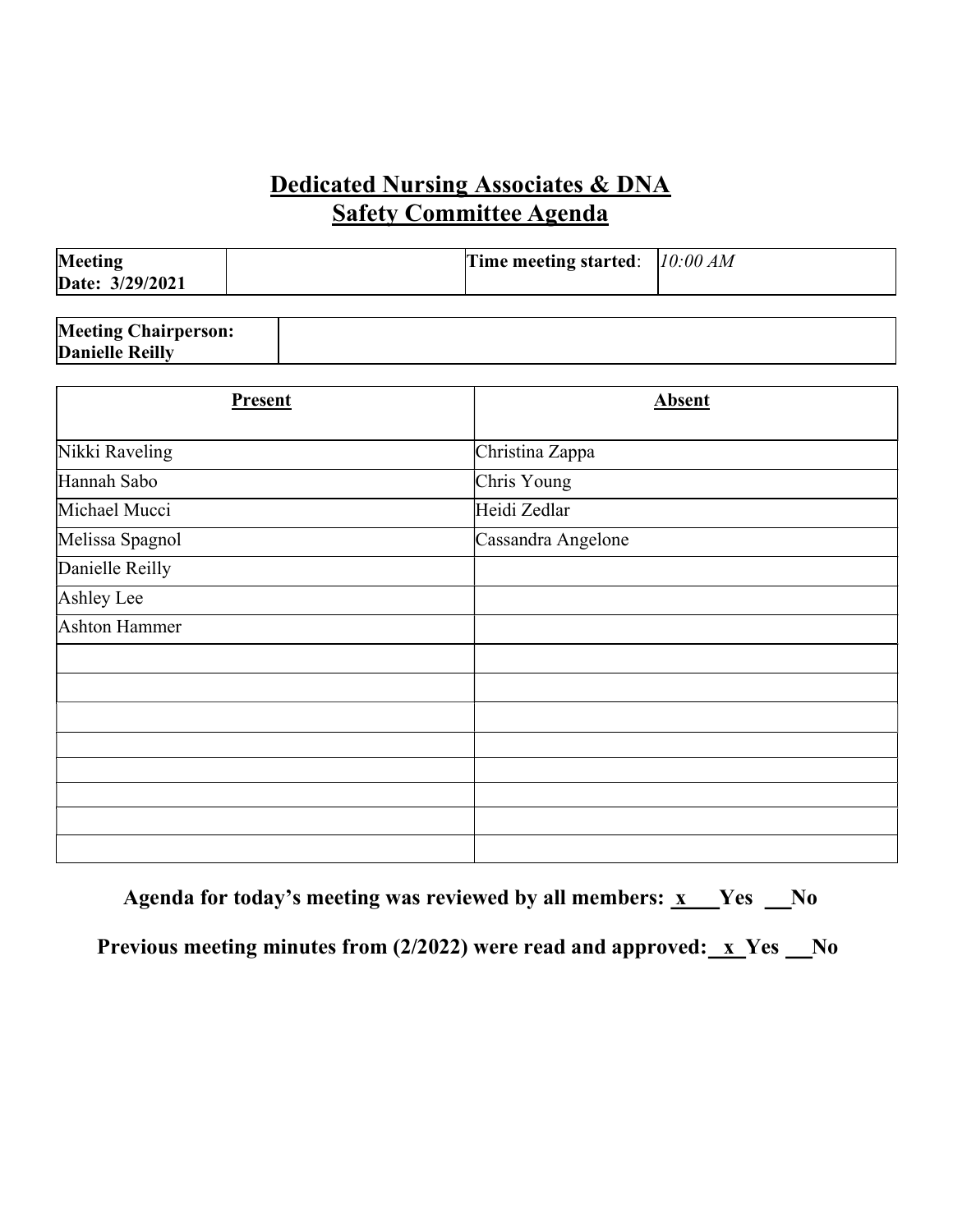# Dedicated Nursing Associates & DNA
## Safety Committee Agenda

| **Meeting Date: 3/29/2021** | | **Time meeting started**: | *10:00 AM* |
|---|---|---|---|

| **Meeting Chairperson: Danielle Reilly** | |
|---|---|

| **Present** | **Absent** |
|---|---|
| Nikki Raveling | Christina Zappa |
| Hannah Sabo | Chris Young |
| Michael Mucci | Heidi Zedlar |
| Melissa Spagnol | Cassandra Angelone |
| Danielle Reilly | |
| Ashley Lee | |
| Ashton Hammer | |
| | |
| | |
| | |
| | |
| | |
| | |
| | |
| | |

**Agenda for today's meeting was reviewed by all members: _x___Yes __No**

**Previous meeting minutes from (2/2022) were read and approved:_x_Yes __No**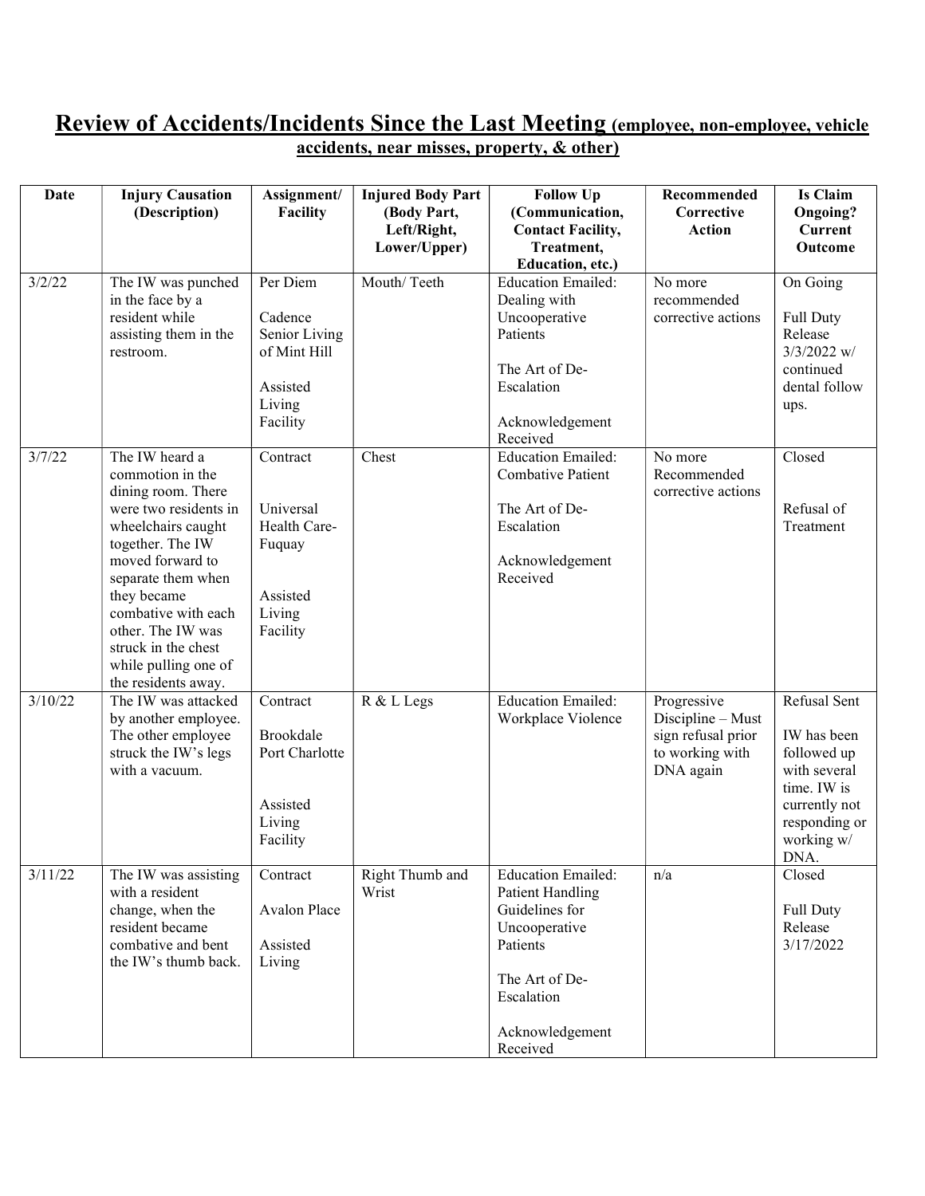# Review of Accidents/Incidents Since the Last Meeting (employee, non-employee, vehicle accidents, near misses, property, & other)

| Date | Injury Causation (Description) | Assignment/ Facility | Injured Body Part (Body Part, Left/Right, Lower/Upper) | Follow Up (Communication, Contact Facility, Treatment, Education, etc.) | Recommended Corrective Action | Is Claim Ongoing? Current Outcome |
|---|---|---|---|---|---|---|
| 3/2/22 | The IW was punched in the face by a resident while assisting them in the restroom. | Per Diem<br><br>Cadence Senior Living of Mint Hill<br><br>Assisted Living Facility | Mouth/ Teeth | Education Emailed: Dealing with Uncooperative Patients<br><br>The Art of De-Escalation<br><br>Acknowledgement Received | No more recommended corrective actions | On Going<br><br>Full Duty Release 3/3/2022 w/ continued dental follow ups. |
| 3/7/22 | The IW heard a commotion in the dining room. There were two residents in wheelchairs caught together. The IW moved forward to separate them when they became combative with each other. The IW was struck in the chest while pulling one of the residents away. | Contract<br><br>Universal Health Care- Fuquay<br><br>Assisted Living Facility | Chest | Education Emailed: Combative Patient<br><br>The Art of De-Escalation<br><br>Acknowledgement Received | No more Recommended corrective actions | Closed<br><br>Refusal of Treatment |
| 3/10/22 | The IW was attacked by another employee. The other employee struck the IW's legs with a vacuum. | Contract<br><br>Brookdale Port Charlotte<br><br>Assisted Living Facility | R & L Legs | Education Emailed: Workplace Violence | Progressive Discipline – Must sign refusal prior to working with DNA again | Refusal Sent<br><br>IW has been followed up with several time. IW is currently not responding or working w/ DNA. |
| 3/11/22 | The IW was assisting with a resident change, when the resident became combative and bent the IW's thumb back. | Contract<br><br>Avalon Place<br><br>Assisted Living | Right Thumb and Wrist | Education Emailed: Patient Handling Guidelines for Uncooperative Patients<br><br>The Art of De-Escalation<br><br>Acknowledgement Received | n/a | Closed<br><br>Full Duty Release 3/17/2022 |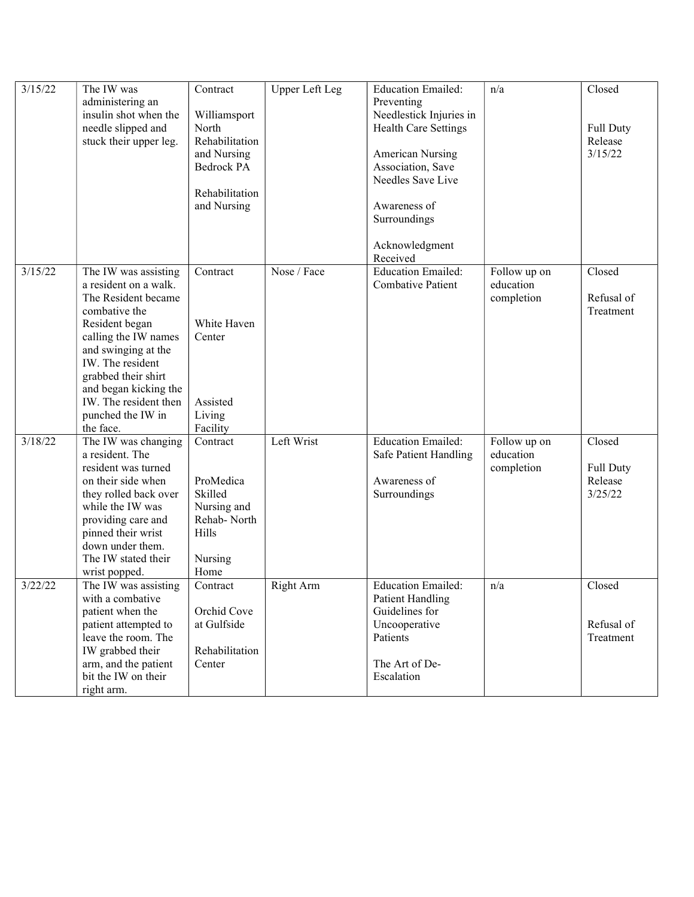| | | | | | | |
|---|---|---|---|---|---|---|
| 3/15/22 | The IW was administering an insulin shot when the needle slipped and stuck their upper leg. | Contract<br><br>Williamsport North Rehabilitation and Nursing Bedrock PA<br><br>Rehabilitation and Nursing | Upper Left Leg | Education Emailed: Preventing Needlestick Injuries in Health Care Settings<br><br>American Nursing Association, Save Needles Save Live<br><br>Awareness of Surroundings<br><br>Acknowledgment Received | n/a | Closed<br><br>Full Duty Release 3/15/22 |
| 3/15/22 | The IW was assisting a resident on a walk. The Resident became combative the Resident began calling the IW names and swinging at the IW. The resident grabbed their shirt and began kicking the IW. The resident then punched the IW in the face. | Contract<br><br>White Haven Center<br><br>Assisted Living Facility | Nose / Face | Education Emailed: Combative Patient | Follow up on education completion | Closed<br><br>Refusal of Treatment |
| 3/18/22 | The IW was changing a resident. The resident was turned on their side when they rolled back over while the IW was providing care and pinned their wrist down under them. The IW stated their wrist popped. | Contract<br><br>ProMedica Skilled Nursing and Rehab- North Hills<br><br>Nursing Home | Left Wrist | Education Emailed: Safe Patient Handling<br><br>Awareness of Surroundings | Follow up on education completion | Closed<br><br>Full Duty Release 3/25/22 |
| 3/22/22 | The IW was assisting with a combative patient when the patient attempted to leave the room. The IW grabbed their arm, and the patient bit the IW on their right arm. | Contract<br><br>Orchid Cove at Gulfside<br><br>Rehabilitation Center | Right Arm | Education Emailed: Patient Handling Guidelines for Uncooperative Patients<br><br>The Art of De-Escalation | n/a | Closed<br><br>Refusal of Treatment |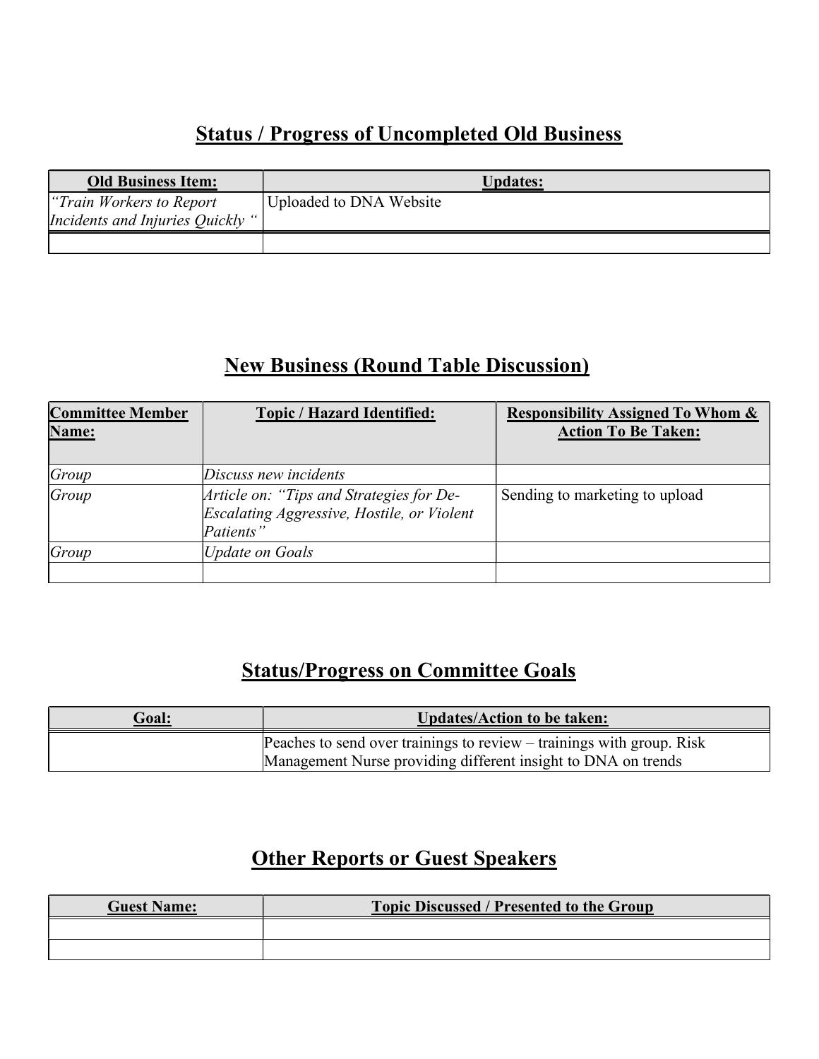## Status / Progress of Uncompleted Old Business

| Old Business Item: | Updates: |
|---|---|
| *"Train Workers to Report Incidents and Injuries Quickly "* | Uploaded to DNA Website |
| | |

## New Business (Round Table Discussion)

| Committee Member Name: | Topic / Hazard Identified: | Responsibility Assigned To Whom & Action To Be Taken: |
|---|---|---|
| *Group* | *Discuss new incidents* | |
| *Group* | *Article on: "Tips and Strategies for De-Escalating Aggressive, Hostile, or Violent Patients"* | Sending to marketing to upload |
| *Group* | *Update on Goals* | |
| | | |

## Status/Progress on Committee Goals

| Goal: | Updates/Action to be taken: |
|---|---|
| | Peaches to send over trainings to review – trainings with group. Risk Management Nurse providing different insight to DNA on trends |

## Other Reports or Guest Speakers

| Guest Name: | Topic Discussed / Presented to the Group |
|---|---|
| | |
| | |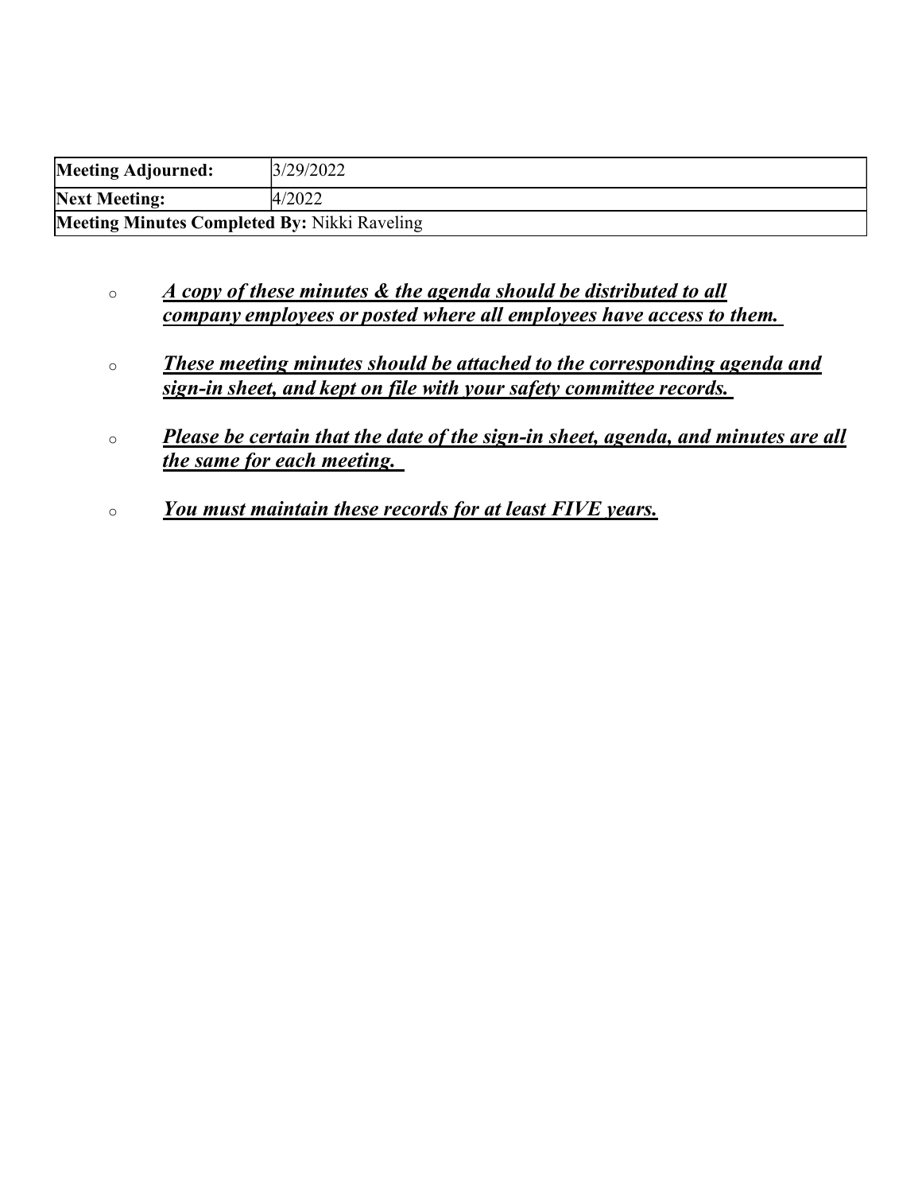| | |
|---|---|
| **Meeting Adjourned:** | 3/29/2022 |
| **Next Meeting:** | 4/2022 |
| **Meeting Minutes Completed By:** Nikki Raveling | |

- ***A copy of these minutes & the agenda should be distributed to all company employees or posted where all employees have access to them.***

- ***These meeting minutes should be attached to the corresponding agenda and sign-in sheet, and kept on file with your safety committee records.***

- ***Please be certain that the date of the sign-in sheet, agenda, and minutes are all the same for each meeting.***

- ***You must maintain these records for at least FIVE years.***